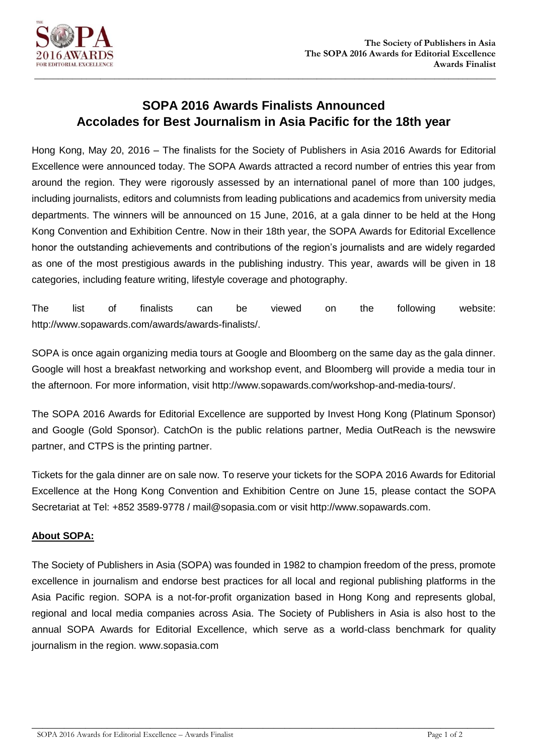# SOPA 2016 Awards Finalists Announced
## Accolades for Best Journalism in Asia Pacific for the 18th year

Hong Kong, May 20, 2016 – The finalists for the Society of Publishers in Asia 2016 Awards for Editorial Excellence were announced today. The SOPA Awards attracted a record number of entries this year from around the region. They were rigorously assessed by an international panel of more than 100 judges, including journalists, editors and columnists from leading publications and academics from university media departments. The winners will be announced on 15 June, 2016, at a gala dinner to be held at the Hong Kong Convention and Exhibition Centre. Now in their 18th year, the SOPA Awards for Editorial Excellence honor the outstanding achievements and contributions of the region's journalists and are widely regarded as one of the most prestigious awards in the publishing industry. This year, awards will be given in 18 categories, including feature writing, lifestyle coverage and photography.

The list of finalists can be viewed on the following website: http://www.sopawards.com/awards/awards-finalists/.

SOPA is once again organizing media tours at Google and Bloomberg on the same day as the gala dinner. Google will host a breakfast networking and workshop event, and Bloomberg will provide a media tour in the afternoon. For more information, visit http://www.sopawards.com/workshop-and-media-tours/.

The SOPA 2016 Awards for Editorial Excellence are supported by Invest Hong Kong (Platinum Sponsor) and Google (Gold Sponsor). CatchOn is the public relations partner, Media OutReach is the newswire partner, and CTPS is the printing partner.

Tickets for the gala dinner are on sale now. To reserve your tickets for the SOPA 2016 Awards for Editorial Excellence at the Hong Kong Convention and Exhibition Centre on June 15, please contact the SOPA Secretariat at Tel: +852 3589-9778 / mail@sopasia.com or visit http://www.sopawards.com.

**About SOPA:**

The Society of Publishers in Asia (SOPA) was founded in 1982 to champion freedom of the press, promote excellence in journalism and endorse best practices for all local and regional publishing platforms in the Asia Pacific region. SOPA is a not-for-profit organization based in Hong Kong and represents global, regional and local media companies across Asia. The Society of Publishers in Asia is also host to the annual SOPA Awards for Editorial Excellence, which serve as a world-class benchmark for quality journalism in the region. www.sopasia.com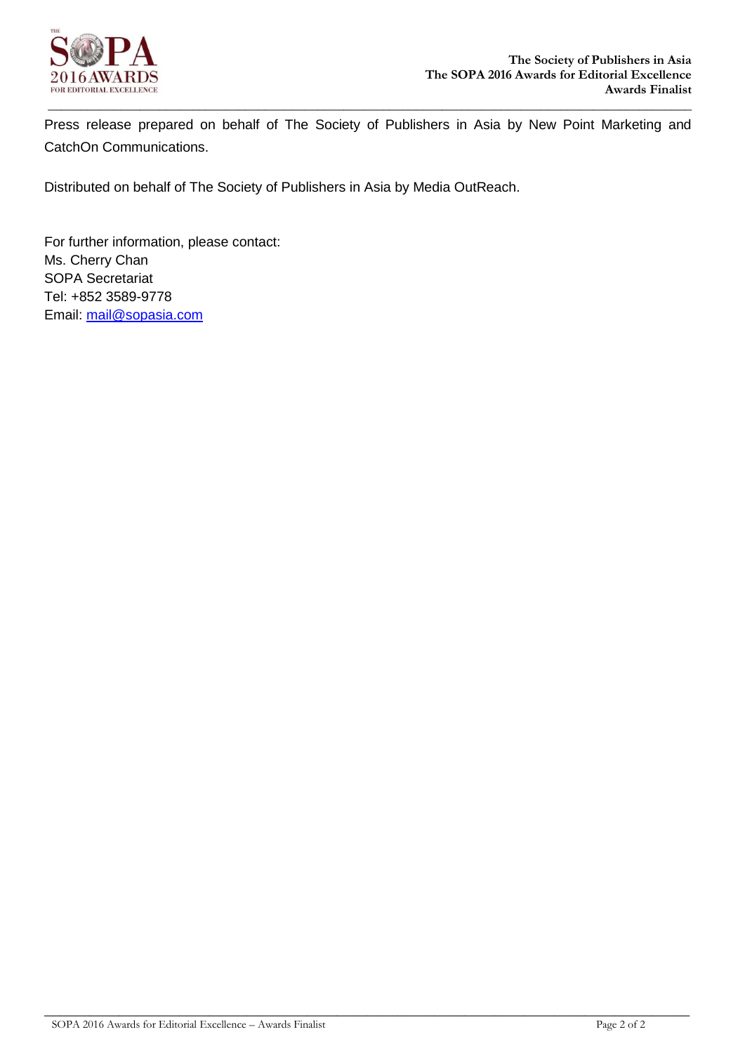Press release prepared on behalf of The Society of Publishers in Asia by New Point Marketing and CatchOn Communications.

Distributed on behalf of The Society of Publishers in Asia by Media OutReach.

For further information, please contact:
Ms. Cherry Chan
SOPA Secretariat
Tel: +852 3589-9778
Email: mail@sopasia.com